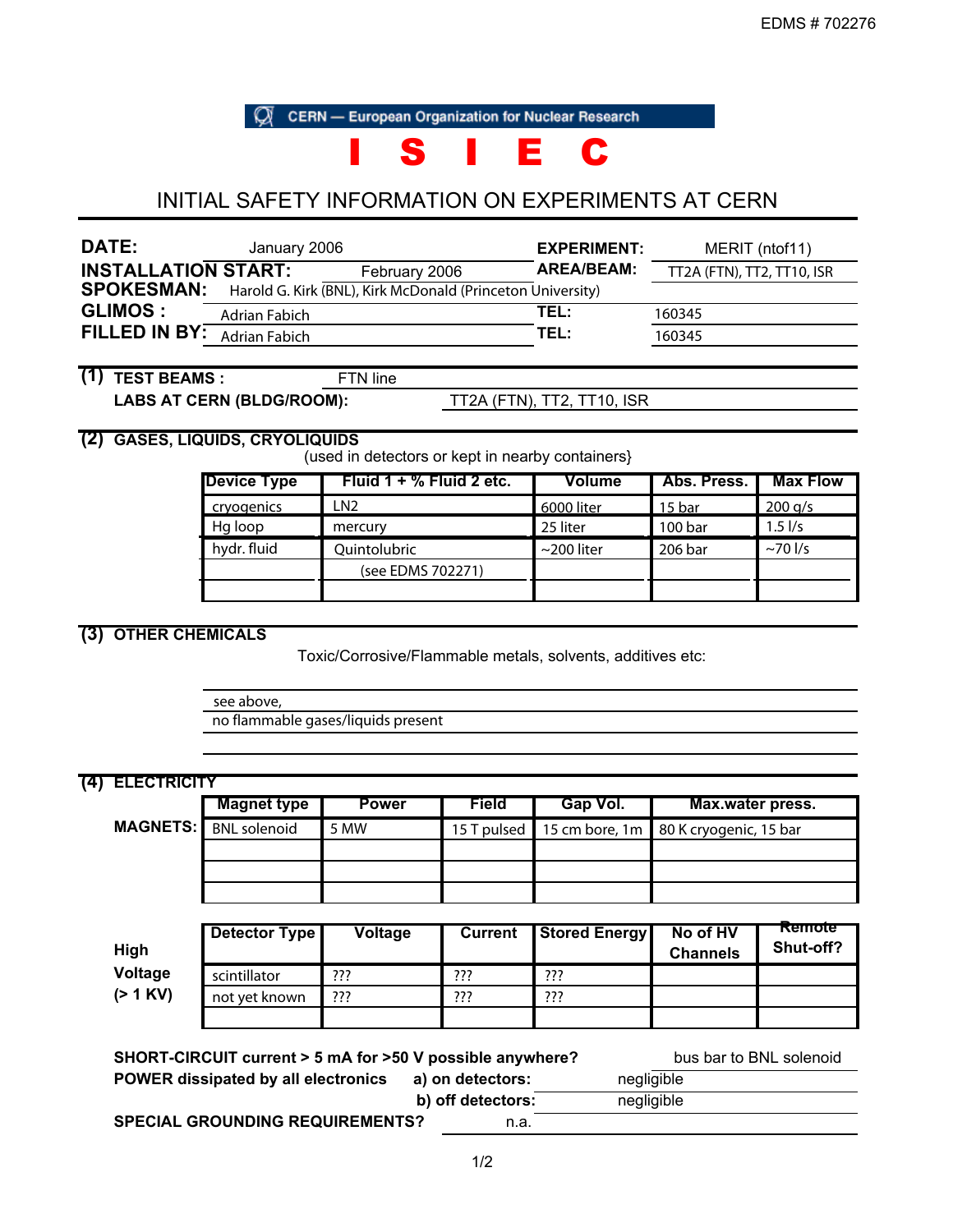EDMS # 702276

CERN — European Organization for Nuclear Research

# I S I E C

## INITIAL SAFETY INFORMATION ON EXPERIMENTS AT CERN

| | | | |
|---|---|---|---|
| **DATE:** | January 2006 | **EXPERIMENT:** | MERIT (ntof11) |
| **INSTALLATION START:** | February 2006 | **AREA/BEAM:** | TT2A (FTN), TT2, TT10, ISR |
| **SPOKESMAN:** | Harold G. Kirk (BNL), Kirk McDonald (Princeton University) | | |
| **GLIMOS :** | Adrian Fabich | **TEL:** | 160345 |
| **FILLED IN BY:** | Adrian Fabich | **TEL:** | 160345 |

### (1) TEST BEAMS :

FTN line

**LABS AT CERN (BLDG/ROOM):** TT2A (FTN), TT2, TT10, ISR

### (2) GASES, LIQUIDS, CRYOLIQUIDS

(used in detectors or kept in nearby containers}

| Device Type | Fluid 1 + % Fluid 2 etc. | Volume | Abs. Press. | Max Flow |
|---|---|---|---|---|
| cryogenics | LN2 | 6000 liter | 15 bar | 200 g/s |
| Hg loop | mercury | 25 liter | 100 bar | 1.5 l/s |
| hydr. fluid | Quintolubric | ~200 liter | 206 bar | ~70 l/s |
| | (see EDMS 702271) | | | |
| | | | | |

### (3) OTHER CHEMICALS

Toxic/Corrosive/Flammable metals, solvents, additives etc:

see above,
no flammable gases/liquids present

### (4) ELECTRICITY

**MAGNETS:**

| Magnet type | Power | Field | Gap Vol. | Max.water press. |
|---|---|---|---|---|
| BNL solenoid | 5 MW | 15 T pulsed | 15 cm bore, 1m | 80 K cryogenic, 15 bar |
| | | | | |
| | | | | |
| | | | | |

**High Voltage (> 1 KV)**

| Detector Type | Voltage | Current | Stored Energy | No of HV Channels | Remote Shut-off? |
|---|---|---|---|---|---|
| scintillator | ??? | ??? | ??? | | |
| not yet known | ??? | ??? | ??? | | |
| | | | | | |

**SHORT-CIRCUIT current > 5 mA for >50 V possible anywhere?** bus bar to BNL solenoid

**POWER dissipated by all electronics** **a) on detectors:** negligible

**b) off detectors:** negligible

**SPECIAL GROUNDING REQUIREMENTS?** n.a.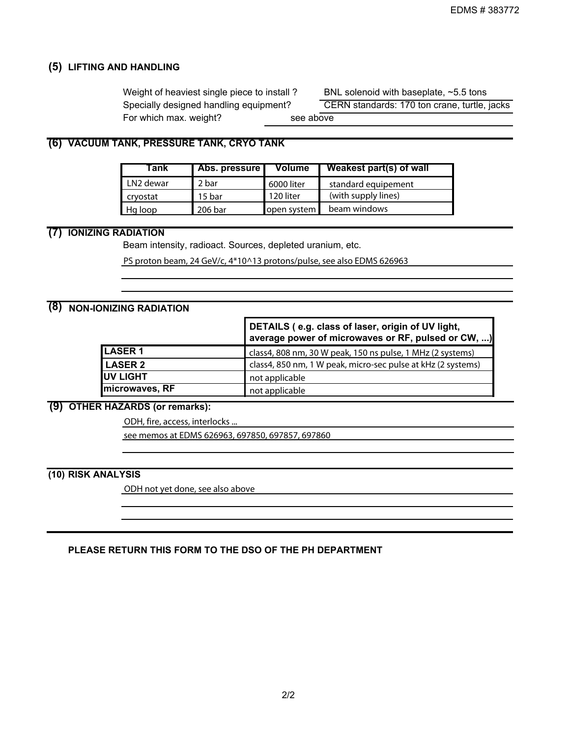## (5) LIFTING AND HANDLING

Weight of heaviest single piece to install ? BNL solenoid with baseplate, ~5.5 tons

Specially designed handling equipment? CERN standards: 170 ton crane, turtle, jacks

For which max. weight? see above

## (6) VACUUM TANK, PRESSURE TANK, CRYO TANK

| Tank | Abs. pressure | Volume | Weakest part(s) of wall |
|---|---|---|---|
| LN2 dewar | 2 bar | 6000 liter | standard equipement |
| cryostat | 15 bar | 120 liter | (with supply lines) |
| Hg loop | 206 bar | open system | beam windows |

## (7) IONIZING RADIATION

Beam intensity, radioact. Sources, depleted uranium, etc.

PS proton beam, 24 GeV/c, 4*10^13 protons/pulse, see also EDMS 626963

## (8) NON-IONIZING RADIATION

| | DETAILS ( e.g. class of laser, origin of UV light, average power of microwaves or RF, pulsed or CW, ...) |
|---|---|
| **LASER 1** | class4, 808 nm, 30 W peak, 150 ns pulse, 1 MHz (2 systems) |
| **LASER 2** | class4, 850 nm, 1 W peak, micro-sec pulse at kHz (2 systems) |
| **UV LIGHT** | not applicable |
| **microwaves, RF** | not applicable |

## (9) OTHER HAZARDS (or remarks):

ODH, fire, access, interlocks ...

see memos at EDMS 626963, 697850, 697857, 697860

## (10) RISK ANALYSIS

ODH not yet done, see also above

**PLEASE RETURN THIS FORM TO THE DSO OF THE PH DEPARTMENT**